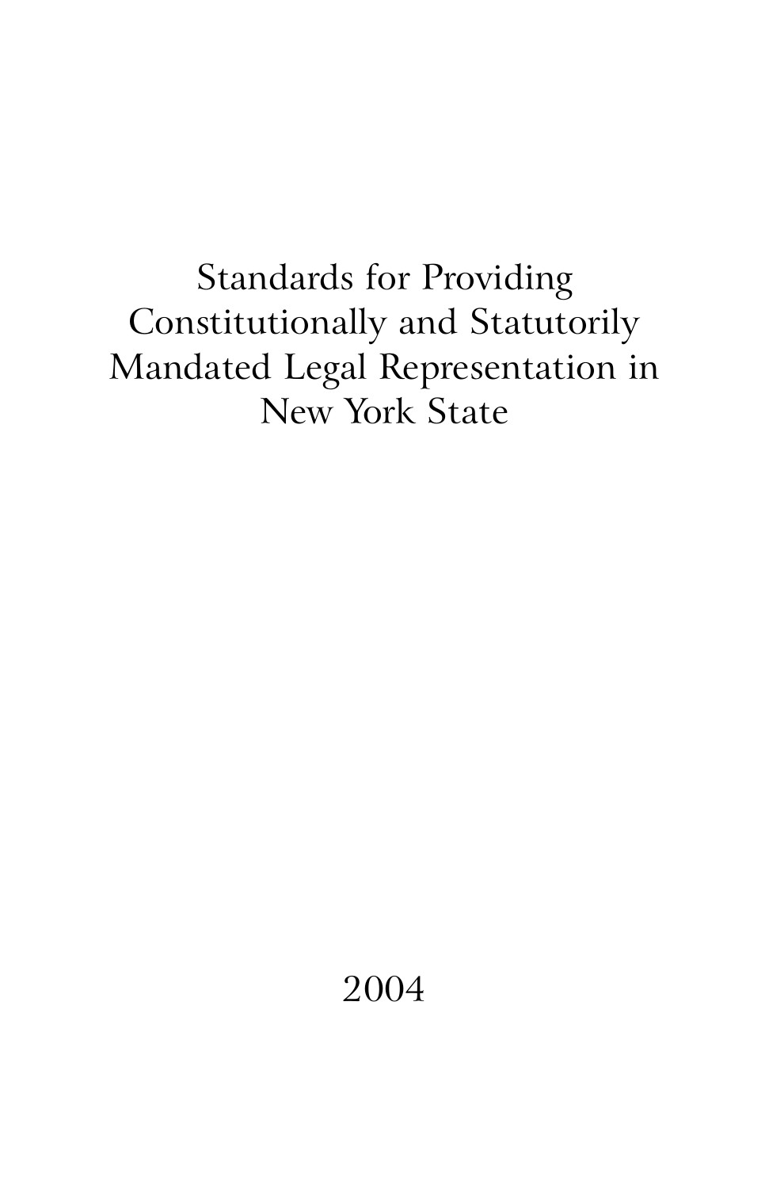# Standards for Providing Constitutionally and Statutorily Mandated Legal Representation in New York State

2004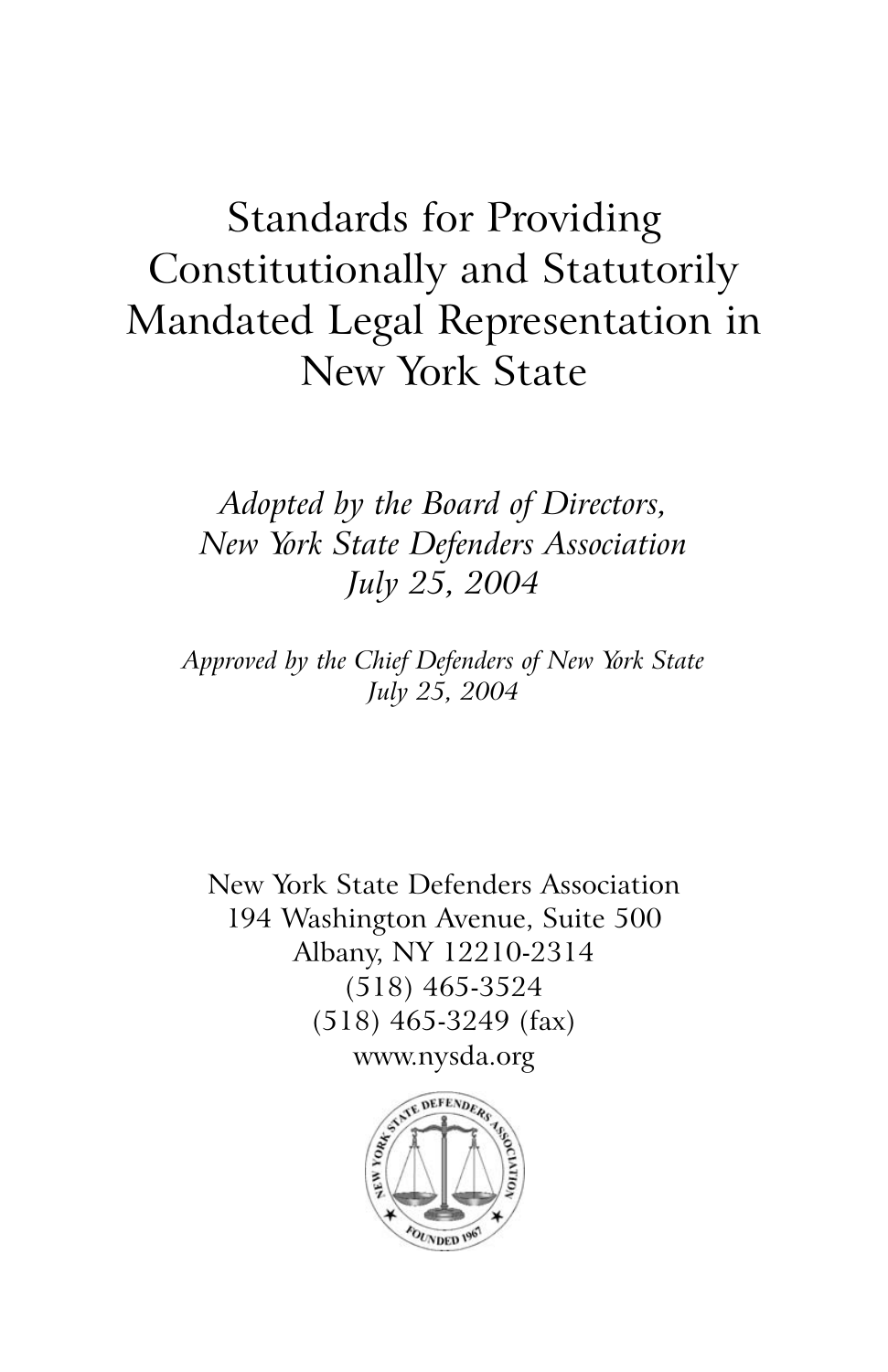# Standards for Providing Constitutionally and Statutorily Mandated Legal Representation in New York State

*Adopted by the Board of Directors,*
*New York State Defenders Association*
*July 25, 2004*

*Approved by the Chief Defenders of New York State*
*July 25, 2004*

New York State Defenders Association
194 Washington Avenue, Suite 500
Albany, NY 12210-2314
(518) 465-3524
(518) 465-3249 (fax)
www.nysda.org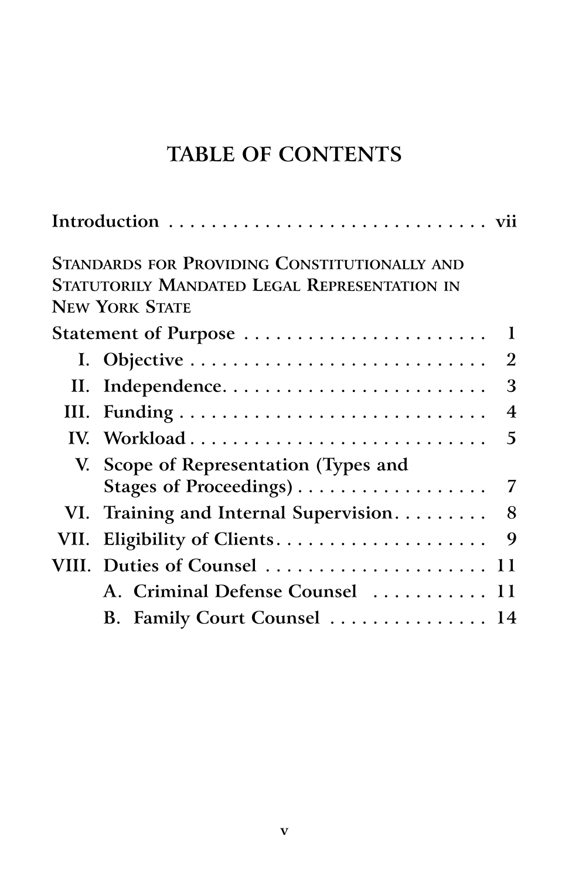# TABLE OF CONTENTS

Introduction . . . . . . . . . . . . . . . . . . . . . . . . . . . . . . vii

STANDARDS FOR PROVIDING CONSTITUTIONALLY AND STATUTORILY MANDATED LEGAL REPRESENTATION IN NEW YORK STATE

Statement of Purpose . . . . . . . . . . . . . . . . . . . . . . . 1

I. Objective . . . . . . . . . . . . . . . . . . . . . . . . . . . . 2

II. Independence. . . . . . . . . . . . . . . . . . . . . . . . . 3

III. Funding . . . . . . . . . . . . . . . . . . . . . . . . . . . . 4

IV. Workload . . . . . . . . . . . . . . . . . . . . . . . . . . . 5

V. Scope of Representation (Types and Stages of Proceedings) . . . . . . . . . . . . . . . . . 7

VI. Training and Internal Supervision. . . . . . . . . 8

VII. Eligibility of Clients. . . . . . . . . . . . . . . . . . . 9

VIII. Duties of Counsel . . . . . . . . . . . . . . . . . . . . 11

A. Criminal Defense Counsel . . . . . . . . . . . 11

B. Family Court Counsel . . . . . . . . . . . . . . 14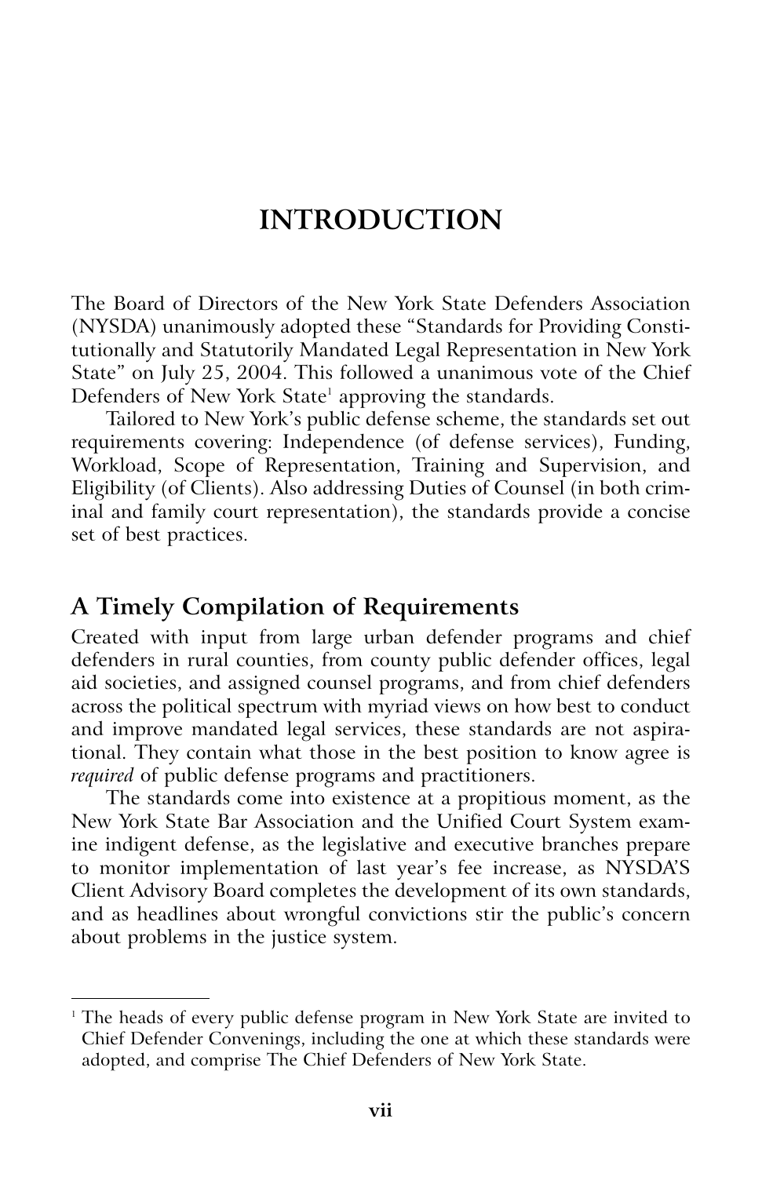# INTRODUCTION

The Board of Directors of the New York State Defenders Association (NYSDA) unanimously adopted these "Standards for Providing Constitutionally and Statutorily Mandated Legal Representation in New York State" on July 25, 2004. This followed a unanimous vote of the Chief Defenders of New York State[1] approving the standards.

Tailored to New York's public defense scheme, the standards set out requirements covering: Independence (of defense services), Funding, Workload, Scope of Representation, Training and Supervision, and Eligibility (of Clients). Also addressing Duties of Counsel (in both criminal and family court representation), the standards provide a concise set of best practices.

## A Timely Compilation of Requirements

Created with input from large urban defender programs and chief defenders in rural counties, from county public defender offices, legal aid societies, and assigned counsel programs, and from chief defenders across the political spectrum with myriad views on how best to conduct and improve mandated legal services, these standards are not aspirational. They contain what those in the best position to know agree is *required* of public defense programs and practitioners.

The standards come into existence at a propitious moment, as the New York State Bar Association and the Unified Court System examine indigent defense, as the legislative and executive branches prepare to monitor implementation of last year's fee increase, as NYSDA'S Client Advisory Board completes the development of its own standards, and as headlines about wrongful convictions stir the public's concern about problems in the justice system.

---

[1] The heads of every public defense program in New York State are invited to Chief Defender Convenings, including the one at which these standards were adopted, and comprise The Chief Defenders of New York State.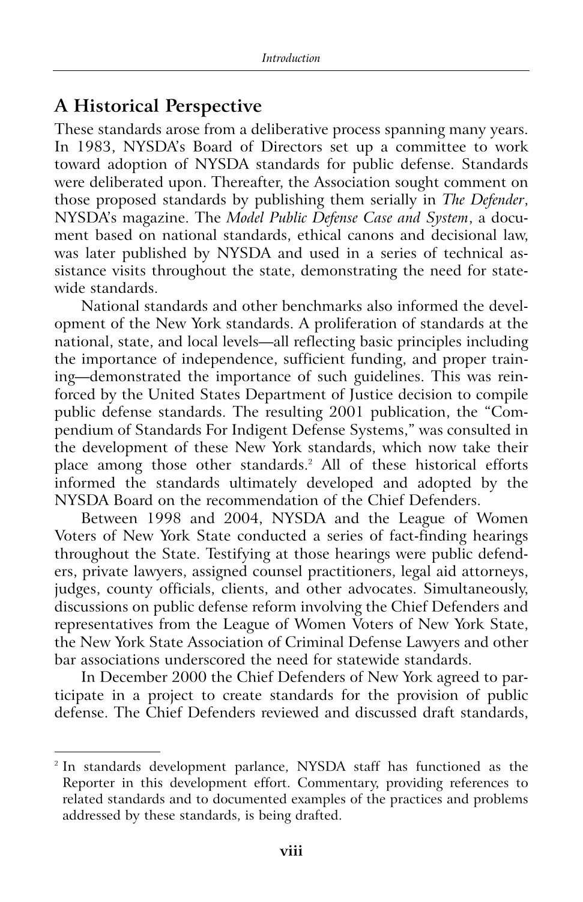## A Historical Perspective

These standards arose from a deliberative process spanning many years. In 1983, NYSDA's Board of Directors set up a committee to work toward adoption of NYSDA standards for public defense. Standards were deliberated upon. Thereafter, the Association sought comment on those proposed standards by publishing them serially in *The Defender*, NYSDA's magazine. The *Model Public Defense Case and System*, a document based on national standards, ethical canons and decisional law, was later published by NYSDA and used in a series of technical assistance visits throughout the state, demonstrating the need for statewide standards.

National standards and other benchmarks also informed the development of the New York standards. A proliferation of standards at the national, state, and local levels—all reflecting basic principles including the importance of independence, sufficient funding, and proper training—demonstrated the importance of such guidelines. This was reinforced by the United States Department of Justice decision to compile public defense standards. The resulting 2001 publication, the "Compendium of Standards For Indigent Defense Systems," was consulted in the development of these New York standards, which now take their place among those other standards.[2] All of these historical efforts informed the standards ultimately developed and adopted by the NYSDA Board on the recommendation of the Chief Defenders.

Between 1998 and 2004, NYSDA and the League of Women Voters of New York State conducted a series of fact-finding hearings throughout the State. Testifying at those hearings were public defenders, private lawyers, assigned counsel practitioners, legal aid attorneys, judges, county officials, clients, and other advocates. Simultaneously, discussions on public defense reform involving the Chief Defenders and representatives from the League of Women Voters of New York State, the New York State Association of Criminal Defense Lawyers and other bar associations underscored the need for statewide standards.

In December 2000 the Chief Defenders of New York agreed to participate in a project to create standards for the provision of public defense. The Chief Defenders reviewed and discussed draft standards,

---

[2] In standards development parlance, NYSDA staff has functioned as the Reporter in this development effort. Commentary, providing references to related standards and to documented examples of the practices and problems addressed by these standards, is being drafted.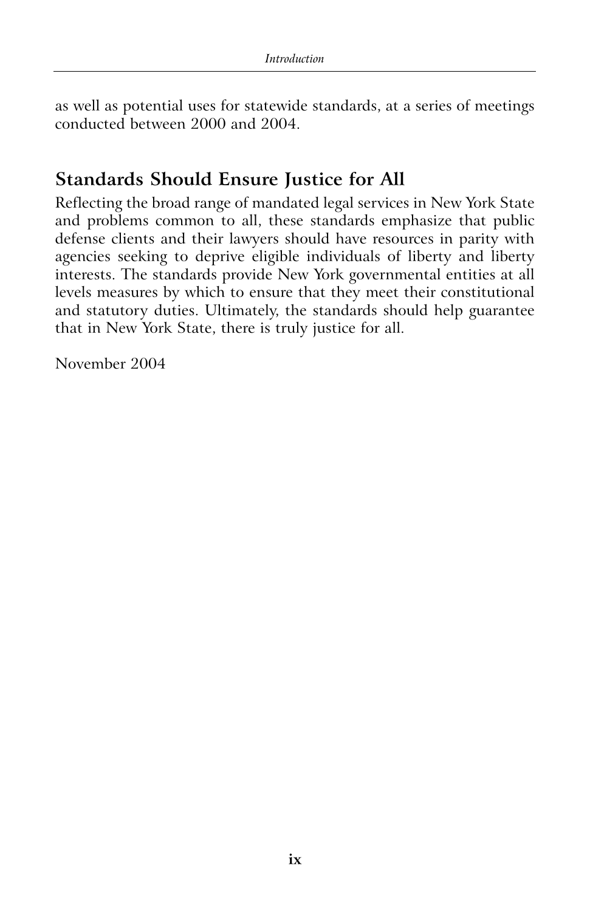as well as potential uses for statewide standards, at a series of meetings conducted between 2000 and 2004.

## Standards Should Ensure Justice for All

Reflecting the broad range of mandated legal services in New York State and problems common to all, these standards emphasize that public defense clients and their lawyers should have resources in parity with agencies seeking to deprive eligible individuals of liberty and liberty interests. The standards provide New York governmental entities at all levels measures by which to ensure that they meet their constitutional and statutory duties. Ultimately, the standards should help guarantee that in New York State, there is truly justice for all.

November 2004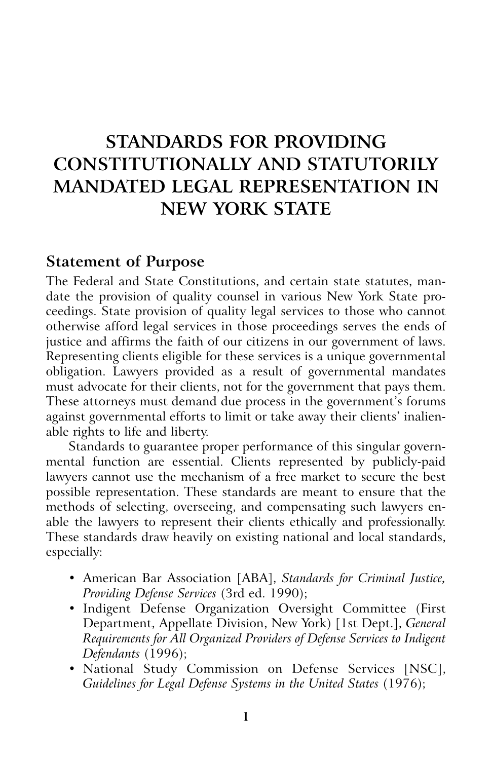# STANDARDS FOR PROVIDING CONSTITUTIONALLY AND STATUTORILY MANDATED LEGAL REPRESENTATION IN NEW YORK STATE

## Statement of Purpose

The Federal and State Constitutions, and certain state statutes, mandate the provision of quality counsel in various New York State proceedings. State provision of quality legal services to those who cannot otherwise afford legal services in those proceedings serves the ends of justice and affirms the faith of our citizens in our government of laws. Representing clients eligible for these services is a unique governmental obligation. Lawyers provided as a result of governmental mandates must advocate for their clients, not for the government that pays them. These attorneys must demand due process in the government's forums against governmental efforts to limit or take away their clients' inalienable rights to life and liberty.

Standards to guarantee proper performance of this singular governmental function are essential. Clients represented by publicly-paid lawyers cannot use the mechanism of a free market to secure the best possible representation. These standards are meant to ensure that the methods of selecting, overseeing, and compensating such lawyers enable the lawyers to represent their clients ethically and professionally. These standards draw heavily on existing national and local standards, especially:

- American Bar Association [ABA], *Standards for Criminal Justice, Providing Defense Services* (3rd ed. 1990);
- Indigent Defense Organization Oversight Committee (First Department, Appellate Division, New York) [1st Dept.], *General Requirements for All Organized Providers of Defense Services to Indigent Defendants* (1996);
- National Study Commission on Defense Services [NSC], *Guidelines for Legal Defense Systems in the United States* (1976);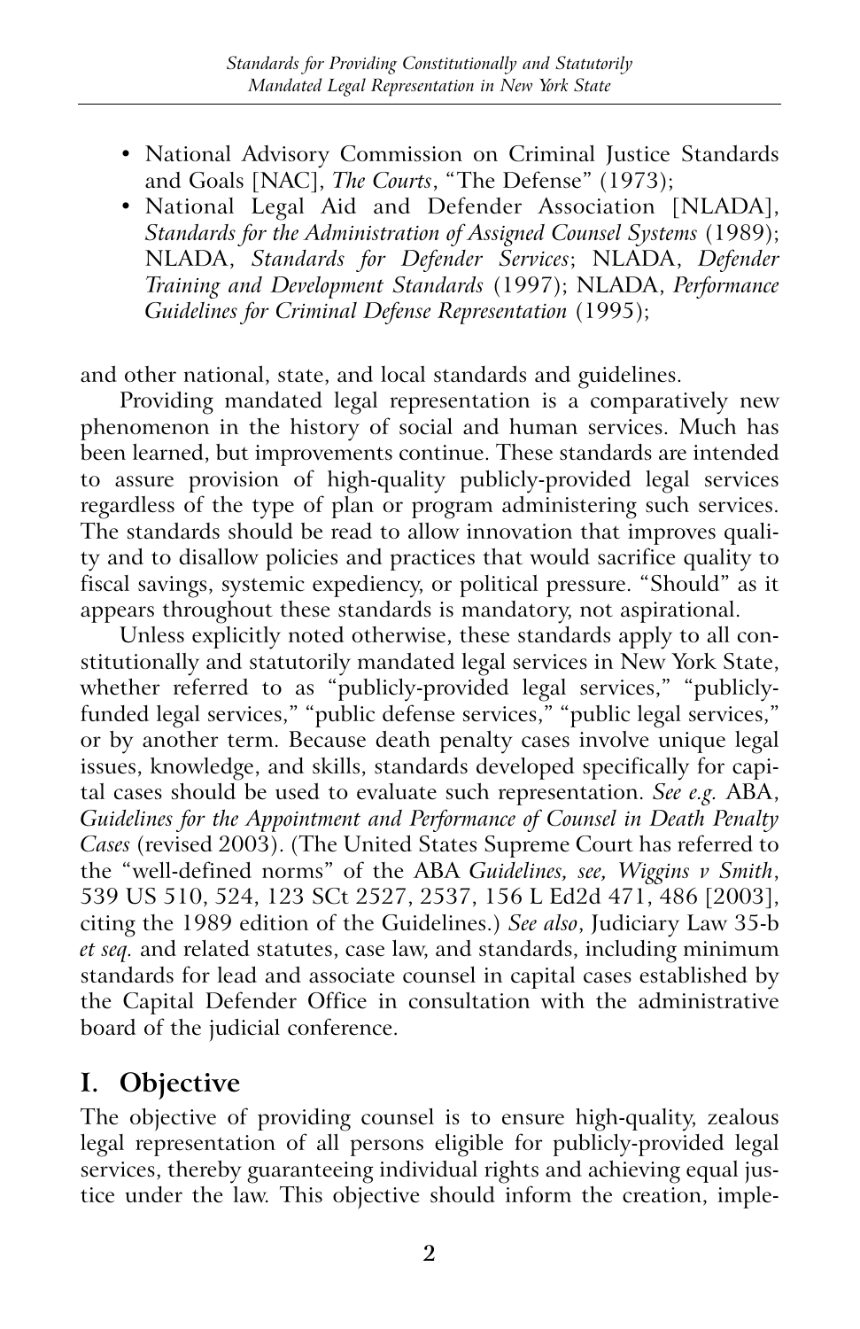- National Advisory Commission on Criminal Justice Standards and Goals [NAC], *The Courts*, "The Defense" (1973);
- National Legal Aid and Defender Association [NLADA], *Standards for the Administration of Assigned Counsel Systems* (1989); NLADA, *Standards for Defender Services*; NLADA, *Defender Training and Development Standards* (1997); NLADA, *Performance Guidelines for Criminal Defense Representation* (1995);

and other national, state, and local standards and guidelines.

Providing mandated legal representation is a comparatively new phenomenon in the history of social and human services. Much has been learned, but improvements continue. These standards are intended to assure provision of high-quality publicly-provided legal services regardless of the type of plan or program administering such services. The standards should be read to allow innovation that improves quality and to disallow policies and practices that would sacrifice quality to fiscal savings, systemic expediency, or political pressure. "Should" as it appears throughout these standards is mandatory, not aspirational.

Unless explicitly noted otherwise, these standards apply to all constitutionally and statutorily mandated legal services in New York State, whether referred to as "publicly-provided legal services," "publicly-funded legal services," "public defense services," "public legal services," or by another term. Because death penalty cases involve unique legal issues, knowledge, and skills, standards developed specifically for capital cases should be used to evaluate such representation. *See e.g.* ABA, *Guidelines for the Appointment and Performance of Counsel in Death Penalty Cases* (revised 2003). (The United States Supreme Court has referred to the "well-defined norms" of the ABA *Guidelines, see, Wiggins v Smith*, 539 US 510, 524, 123 SCt 2527, 2537, 156 L Ed2d 471, 486 [2003], citing the 1989 edition of the Guidelines.) *See also*, Judiciary Law 35-b *et seq.* and related statutes, case law, and standards, including minimum standards for lead and associate counsel in capital cases established by the Capital Defender Office in consultation with the administrative board of the judicial conference.

## I. Objective

The objective of providing counsel is to ensure high-quality, zealous legal representation of all persons eligible for publicly-provided legal services, thereby guaranteeing individual rights and achieving equal justice under the law. This objective should inform the creation, imple-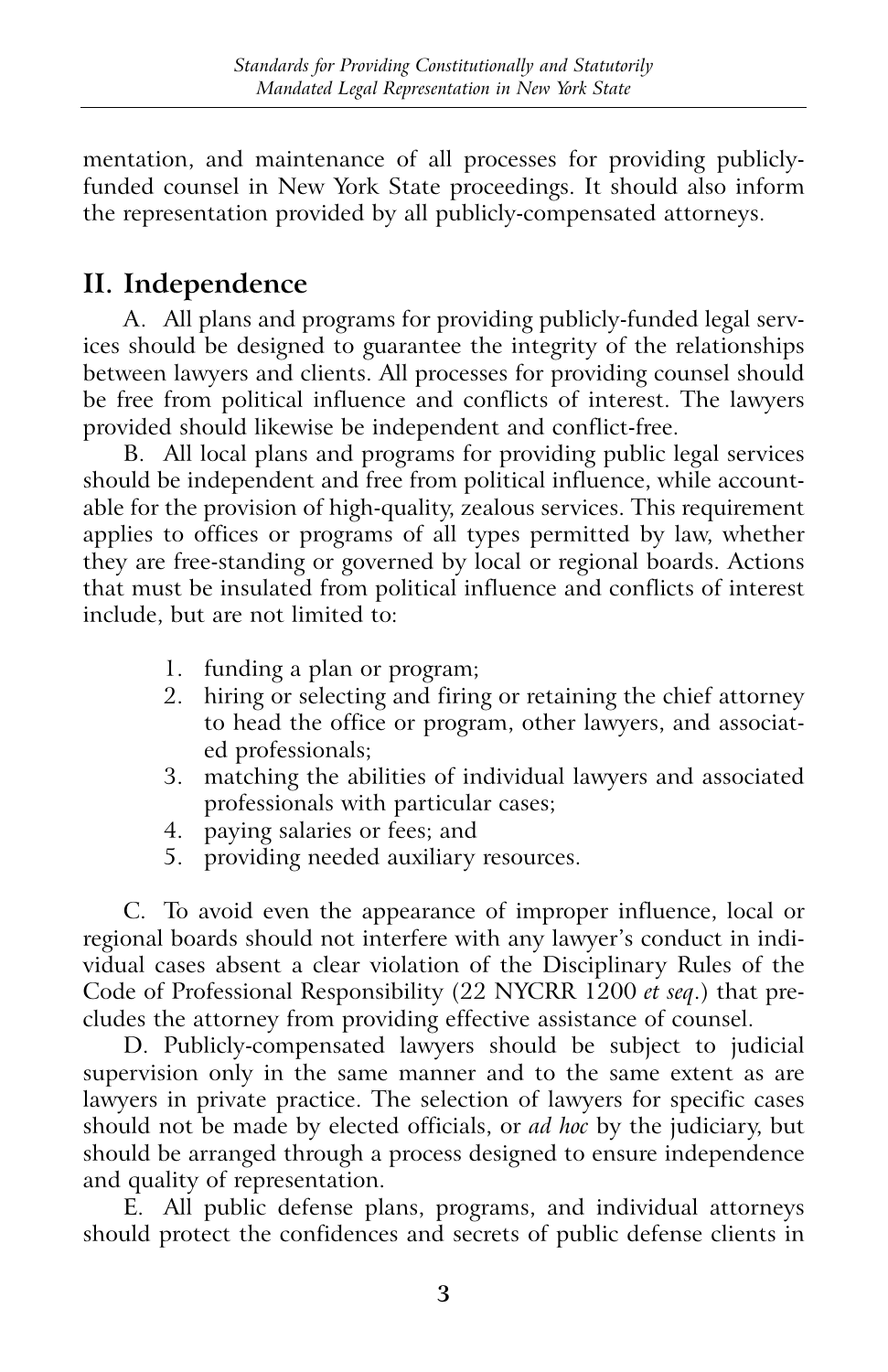mentation, and maintenance of all processes for providing publicly-funded counsel in New York State proceedings. It should also inform the representation provided by all publicly-compensated attorneys.

## II. Independence

A. All plans and programs for providing publicly-funded legal services should be designed to guarantee the integrity of the relationships between lawyers and clients. All processes for providing counsel should be free from political influence and conflicts of interest. The lawyers provided should likewise be independent and conflict-free.

B. All local plans and programs for providing public legal services should be independent and free from political influence, while accountable for the provision of high-quality, zealous services. This requirement applies to offices or programs of all types permitted by law, whether they are free-standing or governed by local or regional boards. Actions that must be insulated from political influence and conflicts of interest include, but are not limited to:

1. funding a plan or program;
2. hiring or selecting and firing or retaining the chief attorney to head the office or program, other lawyers, and associated professionals;
3. matching the abilities of individual lawyers and associated professionals with particular cases;
4. paying salaries or fees; and
5. providing needed auxiliary resources.

C. To avoid even the appearance of improper influence, local or regional boards should not interfere with any lawyer's conduct in individual cases absent a clear violation of the Disciplinary Rules of the Code of Professional Responsibility (22 NYCRR 1200 *et seq.*) that precludes the attorney from providing effective assistance of counsel.

D. Publicly-compensated lawyers should be subject to judicial supervision only in the same manner and to the same extent as are lawyers in private practice. The selection of lawyers for specific cases should not be made by elected officials, or *ad hoc* by the judiciary, but should be arranged through a process designed to ensure independence and quality of representation.

E. All public defense plans, programs, and individual attorneys should protect the confidences and secrets of public defense clients in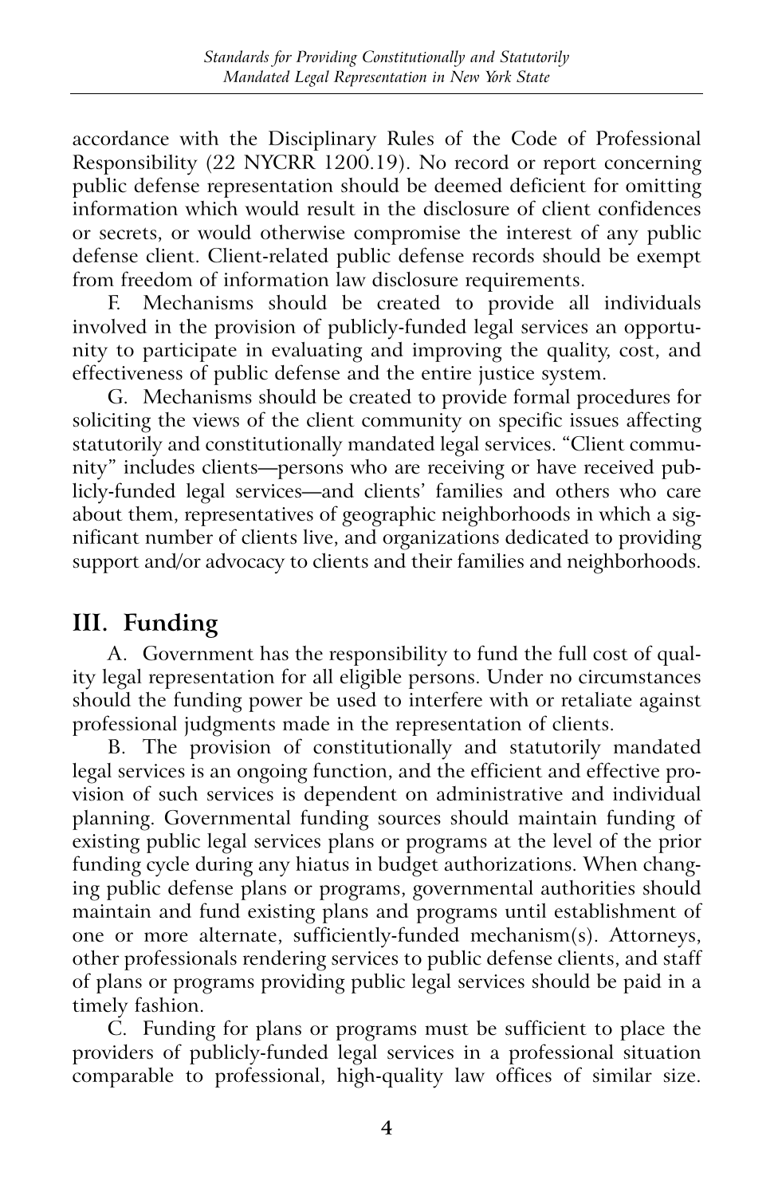accordance with the Disciplinary Rules of the Code of Professional Responsibility (22 NYCRR 1200.19). No record or report concerning public defense representation should be deemed deficient for omitting information which would result in the disclosure of client confidences or secrets, or would otherwise compromise the interest of any public defense client. Client-related public defense records should be exempt from freedom of information law disclosure requirements.

F. Mechanisms should be created to provide all individuals involved in the provision of publicly-funded legal services an opportunity to participate in evaluating and improving the quality, cost, and effectiveness of public defense and the entire justice system.

G. Mechanisms should be created to provide formal procedures for soliciting the views of the client community on specific issues affecting statutorily and constitutionally mandated legal services. "Client community" includes clients—persons who are receiving or have received publicly-funded legal services—and clients' families and others who care about them, representatives of geographic neighborhoods in which a significant number of clients live, and organizations dedicated to providing support and/or advocacy to clients and their families and neighborhoods.

## III. Funding

A. Government has the responsibility to fund the full cost of quality legal representation for all eligible persons. Under no circumstances should the funding power be used to interfere with or retaliate against professional judgments made in the representation of clients.

B. The provision of constitutionally and statutorily mandated legal services is an ongoing function, and the efficient and effective provision of such services is dependent on administrative and individual planning. Governmental funding sources should maintain funding of existing public legal services plans or programs at the level of the prior funding cycle during any hiatus in budget authorizations. When changing public defense plans or programs, governmental authorities should maintain and fund existing plans and programs until establishment of one or more alternate, sufficiently-funded mechanism(s). Attorneys, other professionals rendering services to public defense clients, and staff of plans or programs providing public legal services should be paid in a timely fashion.

C. Funding for plans or programs must be sufficient to place the providers of publicly-funded legal services in a professional situation comparable to professional, high-quality law offices of similar size.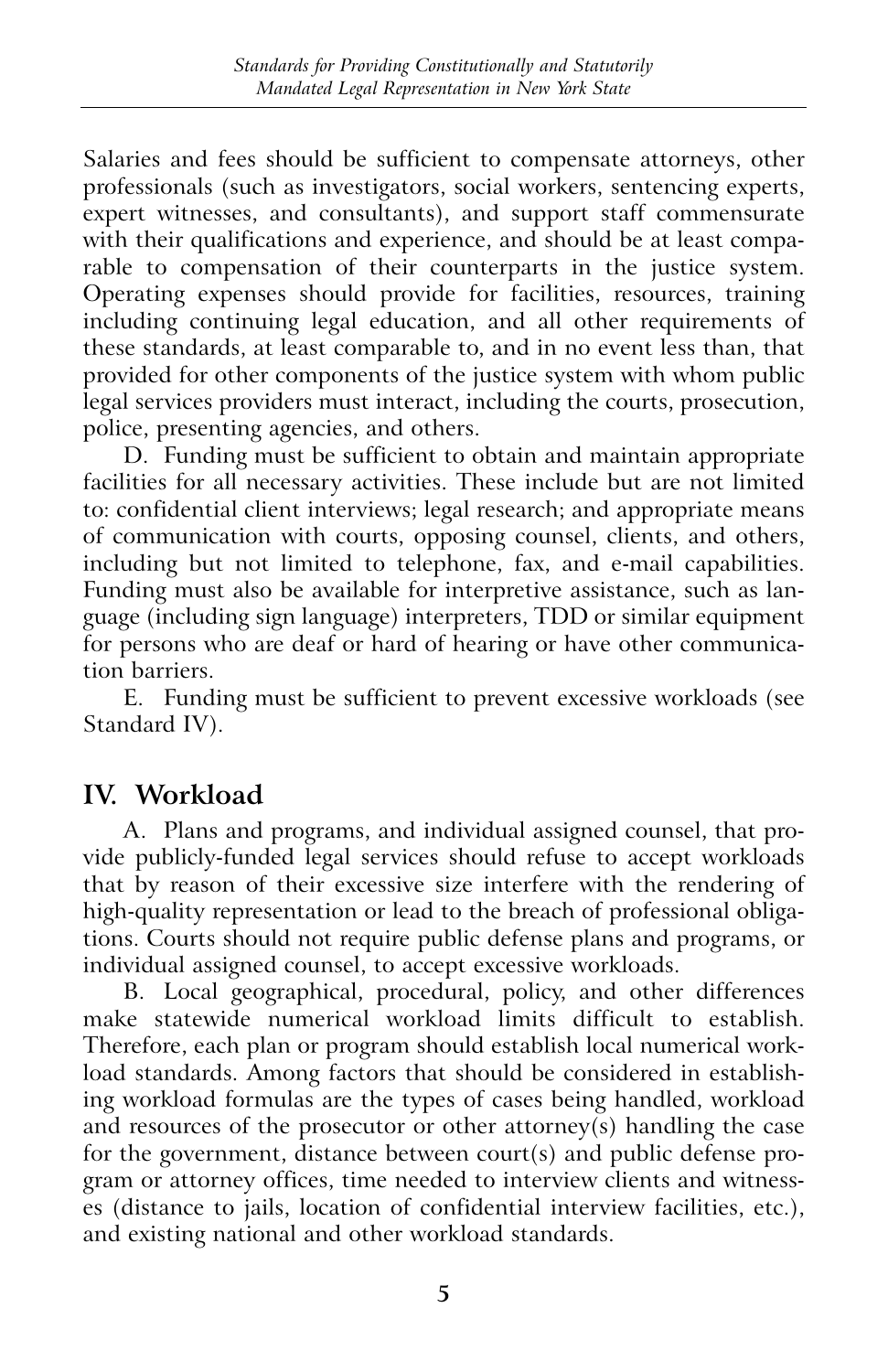Salaries and fees should be sufficient to compensate attorneys, other professionals (such as investigators, social workers, sentencing experts, expert witnesses, and consultants), and support staff commensurate with their qualifications and experience, and should be at least comparable to compensation of their counterparts in the justice system. Operating expenses should provide for facilities, resources, training including continuing legal education, and all other requirements of these standards, at least comparable to, and in no event less than, that provided for other components of the justice system with whom public legal services providers must interact, including the courts, prosecution, police, presenting agencies, and others.

D. Funding must be sufficient to obtain and maintain appropriate facilities for all necessary activities. These include but are not limited to: confidential client interviews; legal research; and appropriate means of communication with courts, opposing counsel, clients, and others, including but not limited to telephone, fax, and e-mail capabilities. Funding must also be available for interpretive assistance, such as language (including sign language) interpreters, TDD or similar equipment for persons who are deaf or hard of hearing or have other communication barriers.

E. Funding must be sufficient to prevent excessive workloads (see Standard IV).

## IV. Workload

A. Plans and programs, and individual assigned counsel, that provide publicly-funded legal services should refuse to accept workloads that by reason of their excessive size interfere with the rendering of high-quality representation or lead to the breach of professional obligations. Courts should not require public defense plans and programs, or individual assigned counsel, to accept excessive workloads.

B. Local geographical, procedural, policy, and other differences make statewide numerical workload limits difficult to establish. Therefore, each plan or program should establish local numerical workload standards. Among factors that should be considered in establishing workload formulas are the types of cases being handled, workload and resources of the prosecutor or other attorney(s) handling the case for the government, distance between court(s) and public defense program or attorney offices, time needed to interview clients and witnesses (distance to jails, location of confidential interview facilities, etc.), and existing national and other workload standards.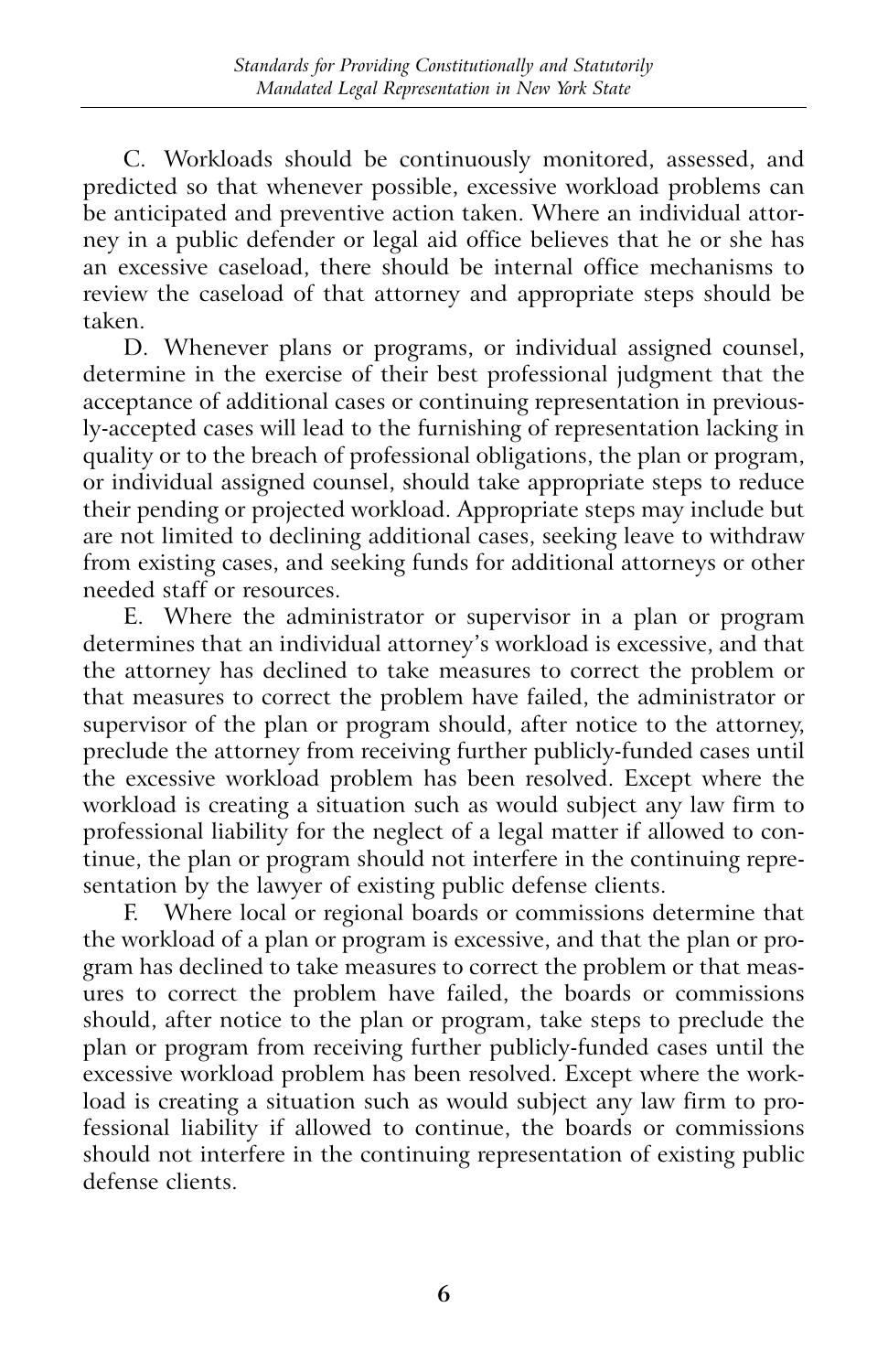C. Workloads should be continuously monitored, assessed, and predicted so that whenever possible, excessive workload problems can be anticipated and preventive action taken. Where an individual attorney in a public defender or legal aid office believes that he or she has an excessive caseload, there should be internal office mechanisms to review the caseload of that attorney and appropriate steps should be taken.

D. Whenever plans or programs, or individual assigned counsel, determine in the exercise of their best professional judgment that the acceptance of additional cases or continuing representation in previously-accepted cases will lead to the furnishing of representation lacking in quality or to the breach of professional obligations, the plan or program, or individual assigned counsel, should take appropriate steps to reduce their pending or projected workload. Appropriate steps may include but are not limited to declining additional cases, seeking leave to withdraw from existing cases, and seeking funds for additional attorneys or other needed staff or resources.

E. Where the administrator or supervisor in a plan or program determines that an individual attorney's workload is excessive, and that the attorney has declined to take measures to correct the problem or that measures to correct the problem have failed, the administrator or supervisor of the plan or program should, after notice to the attorney, preclude the attorney from receiving further publicly-funded cases until the excessive workload problem has been resolved. Except where the workload is creating a situation such as would subject any law firm to professional liability for the neglect of a legal matter if allowed to continue, the plan or program should not interfere in the continuing representation by the lawyer of existing public defense clients.

F. Where local or regional boards or commissions determine that the workload of a plan or program is excessive, and that the plan or program has declined to take measures to correct the problem or that measures to correct the problem have failed, the boards or commissions should, after notice to the plan or program, take steps to preclude the plan or program from receiving further publicly-funded cases until the excessive workload problem has been resolved. Except where the workload is creating a situation such as would subject any law firm to professional liability if allowed to continue, the boards or commissions should not interfere in the continuing representation of existing public defense clients.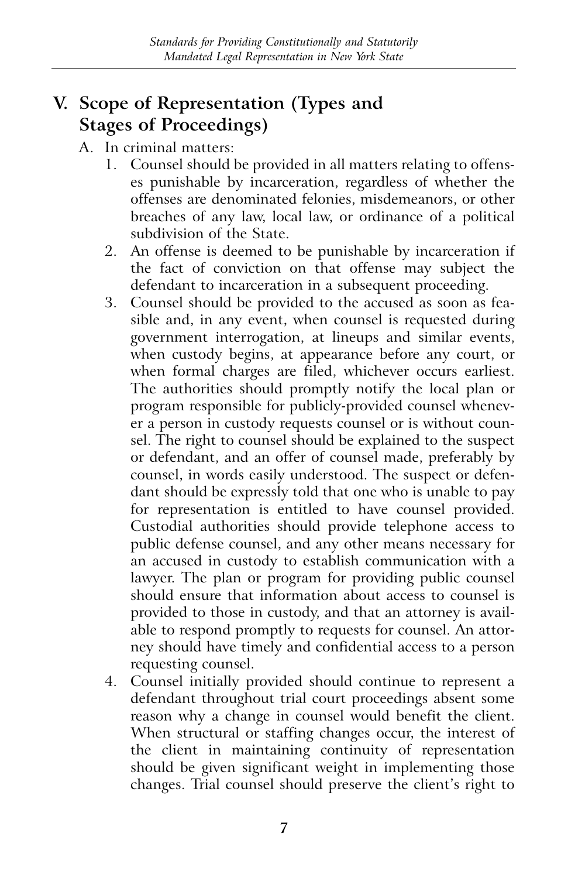## V. Scope of Representation (Types and Stages of Proceedings)

A. In criminal matters:

1. Counsel should be provided in all matters relating to offenses punishable by incarceration, regardless of whether the offenses are denominated felonies, misdemeanors, or other breaches of any law, local law, or ordinance of a political subdivision of the State.
2. An offense is deemed to be punishable by incarceration if the fact of conviction on that offense may subject the defendant to incarceration in a subsequent proceeding.
3. Counsel should be provided to the accused as soon as feasible and, in any event, when counsel is requested during government interrogation, at lineups and similar events, when custody begins, at appearance before any court, or when formal charges are filed, whichever occurs earliest. The authorities should promptly notify the local plan or program responsible for publicly-provided counsel whenever a person in custody requests counsel or is without counsel. The right to counsel should be explained to the suspect or defendant, and an offer of counsel made, preferably by counsel, in words easily understood. The suspect or defendant should be expressly told that one who is unable to pay for representation is entitled to have counsel provided. Custodial authorities should provide telephone access to public defense counsel, and any other means necessary for an accused in custody to establish communication with a lawyer. The plan or program for providing public counsel should ensure that information about access to counsel is provided to those in custody, and that an attorney is available to respond promptly to requests for counsel. An attorney should have timely and confidential access to a person requesting counsel.
4. Counsel initially provided should continue to represent a defendant throughout trial court proceedings absent some reason why a change in counsel would benefit the client. When structural or staffing changes occur, the interest of the client in maintaining continuity of representation should be given significant weight in implementing those changes. Trial counsel should preserve the client's right to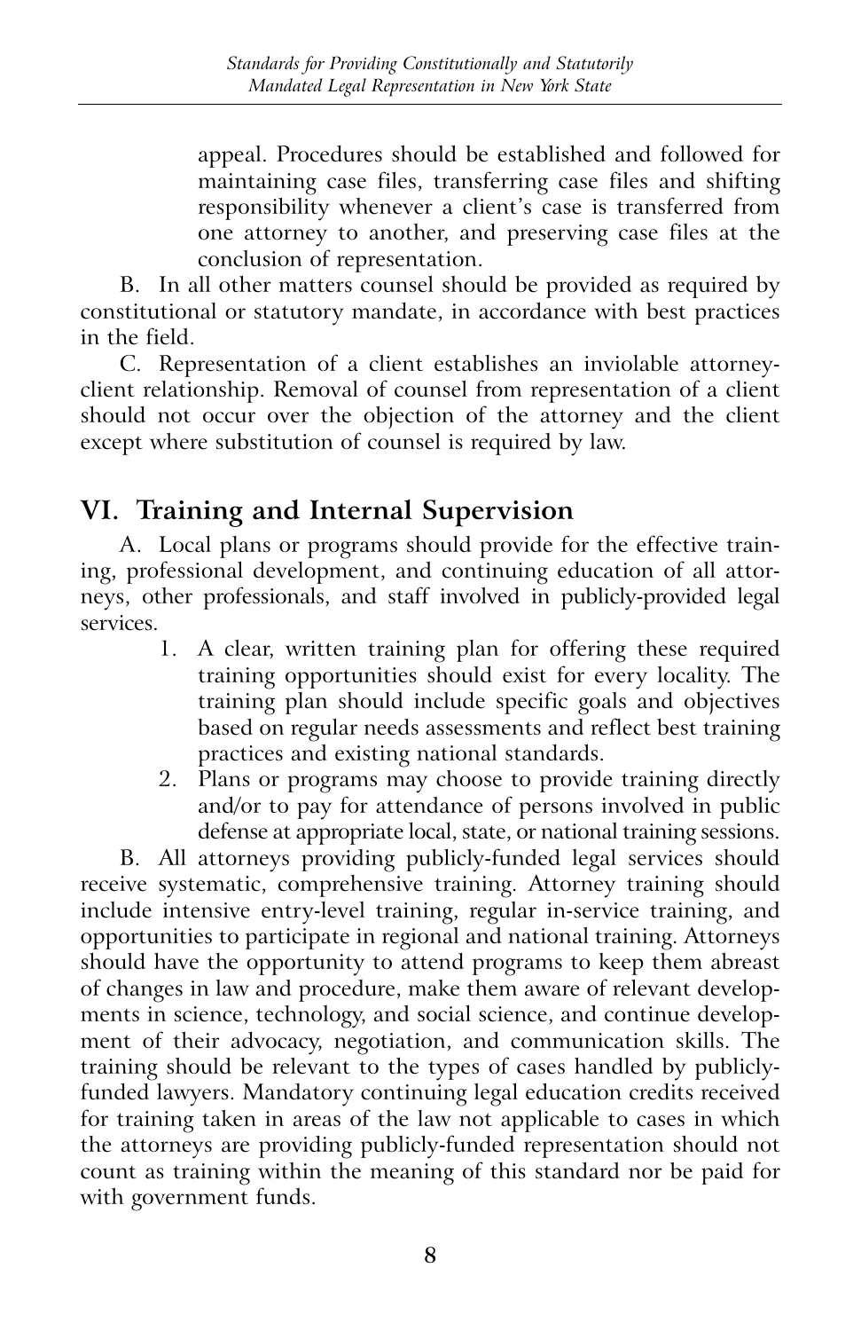appeal. Procedures should be established and followed for maintaining case files, transferring case files and shifting responsibility whenever a client's case is transferred from one attorney to another, and preserving case files at the conclusion of representation.

B. In all other matters counsel should be provided as required by constitutional or statutory mandate, in accordance with best practices in the field.

C. Representation of a client establishes an inviolable attorney-client relationship. Removal of counsel from representation of a client should not occur over the objection of the attorney and the client except where substitution of counsel is required by law.

## VI. Training and Internal Supervision

A. Local plans or programs should provide for the effective training, professional development, and continuing education of all attorneys, other professionals, and staff involved in publicly-provided legal services.

1. A clear, written training plan for offering these required training opportunities should exist for every locality. The training plan should include specific goals and objectives based on regular needs assessments and reflect best training practices and existing national standards.
2. Plans or programs may choose to provide training directly and/or to pay for attendance of persons involved in public defense at appropriate local, state, or national training sessions.

B. All attorneys providing publicly-funded legal services should receive systematic, comprehensive training. Attorney training should include intensive entry-level training, regular in-service training, and opportunities to participate in regional and national training. Attorneys should have the opportunity to attend programs to keep them abreast of changes in law and procedure, make them aware of relevant developments in science, technology, and social science, and continue development of their advocacy, negotiation, and communication skills. The training should be relevant to the types of cases handled by publicly-funded lawyers. Mandatory continuing legal education credits received for training taken in areas of the law not applicable to cases in which the attorneys are providing publicly-funded representation should not count as training within the meaning of this standard nor be paid for with government funds.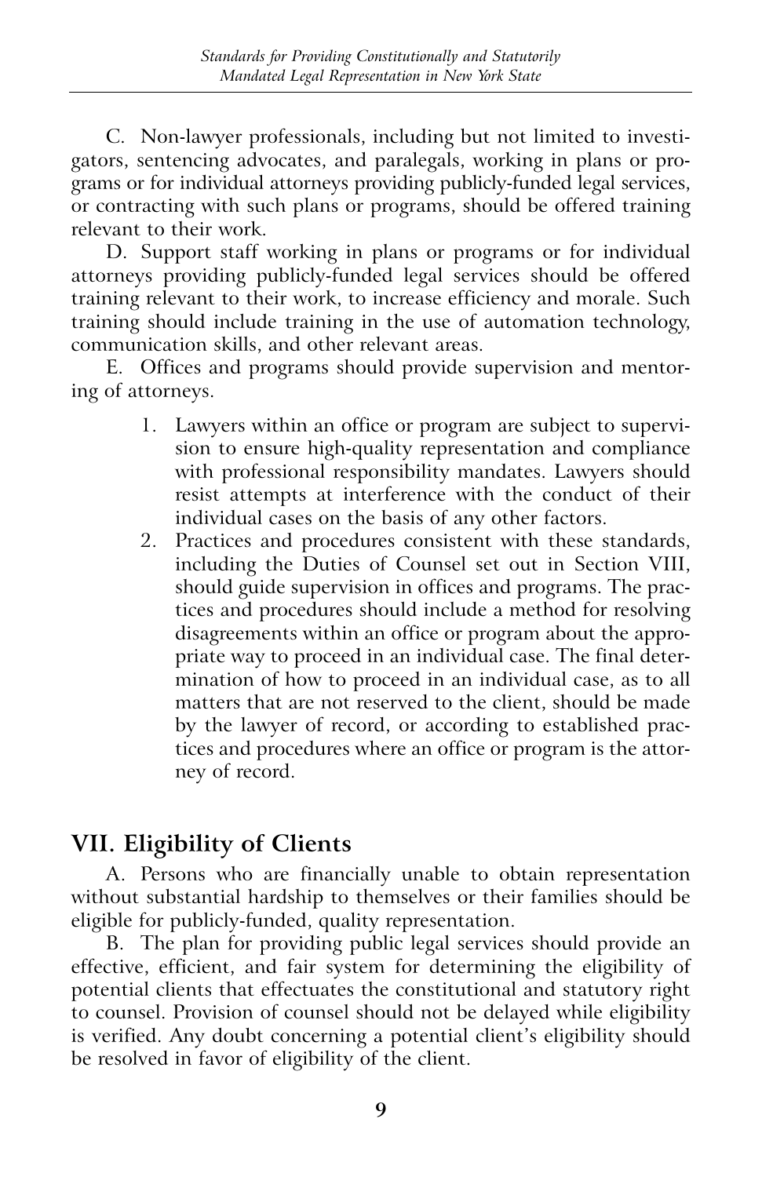C. Non-lawyer professionals, including but not limited to investigators, sentencing advocates, and paralegals, working in plans or programs or for individual attorneys providing publicly-funded legal services, or contracting with such plans or programs, should be offered training relevant to their work.

D. Support staff working in plans or programs or for individual attorneys providing publicly-funded legal services should be offered training relevant to their work, to increase efficiency and morale. Such training should include training in the use of automation technology, communication skills, and other relevant areas.

E. Offices and programs should provide supervision and mentoring of attorneys.

1. Lawyers within an office or program are subject to supervision to ensure high-quality representation and compliance with professional responsibility mandates. Lawyers should resist attempts at interference with the conduct of their individual cases on the basis of any other factors.
2. Practices and procedures consistent with these standards, including the Duties of Counsel set out in Section VIII, should guide supervision in offices and programs. The practices and procedures should include a method for resolving disagreements within an office or program about the appropriate way to proceed in an individual case. The final determination of how to proceed in an individual case, as to all matters that are not reserved to the client, should be made by the lawyer of record, or according to established practices and procedures where an office or program is the attorney of record.

## VII. Eligibility of Clients

A. Persons who are financially unable to obtain representation without substantial hardship to themselves or their families should be eligible for publicly-funded, quality representation.

B. The plan for providing public legal services should provide an effective, efficient, and fair system for determining the eligibility of potential clients that effectuates the constitutional and statutory right to counsel. Provision of counsel should not be delayed while eligibility is verified. Any doubt concerning a potential client's eligibility should be resolved in favor of eligibility of the client.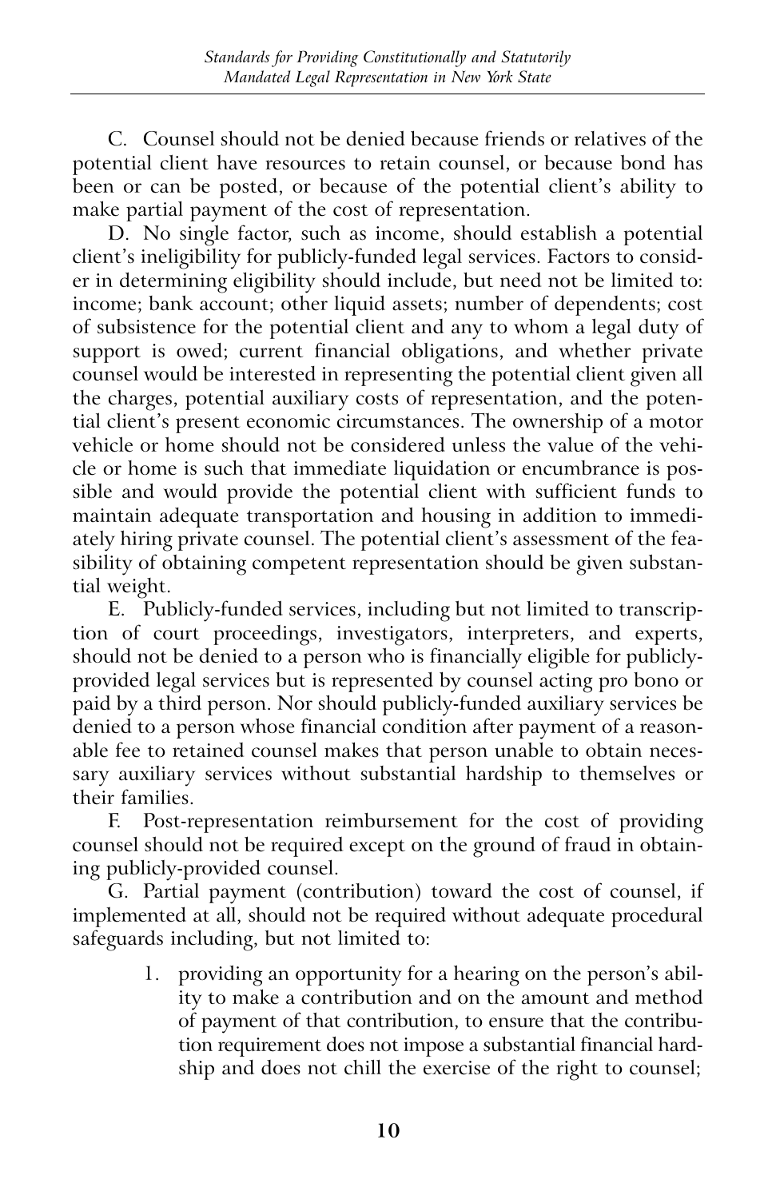C. Counsel should not be denied because friends or relatives of the potential client have resources to retain counsel, or because bond has been or can be posted, or because of the potential client's ability to make partial payment of the cost of representation.

D. No single factor, such as income, should establish a potential client's ineligibility for publicly-funded legal services. Factors to consider in determining eligibility should include, but need not be limited to: income; bank account; other liquid assets; number of dependents; cost of subsistence for the potential client and any to whom a legal duty of support is owed; current financial obligations, and whether private counsel would be interested in representing the potential client given all the charges, potential auxiliary costs of representation, and the potential client's present economic circumstances. The ownership of a motor vehicle or home should not be considered unless the value of the vehicle or home is such that immediate liquidation or encumbrance is possible and would provide the potential client with sufficient funds to maintain adequate transportation and housing in addition to immediately hiring private counsel. The potential client's assessment of the feasibility of obtaining competent representation should be given substantial weight.

E. Publicly-funded services, including but not limited to transcription of court proceedings, investigators, interpreters, and experts, should not be denied to a person who is financially eligible for publicly-provided legal services but is represented by counsel acting pro bono or paid by a third person. Nor should publicly-funded auxiliary services be denied to a person whose financial condition after payment of a reasonable fee to retained counsel makes that person unable to obtain necessary auxiliary services without substantial hardship to themselves or their families.

F. Post-representation reimbursement for the cost of providing counsel should not be required except on the ground of fraud in obtaining publicly-provided counsel.

G. Partial payment (contribution) toward the cost of counsel, if implemented at all, should not be required without adequate procedural safeguards including, but not limited to:

1. providing an opportunity for a hearing on the person's ability to make a contribution and on the amount and method of payment of that contribution, to ensure that the contribution requirement does not impose a substantial financial hardship and does not chill the exercise of the right to counsel;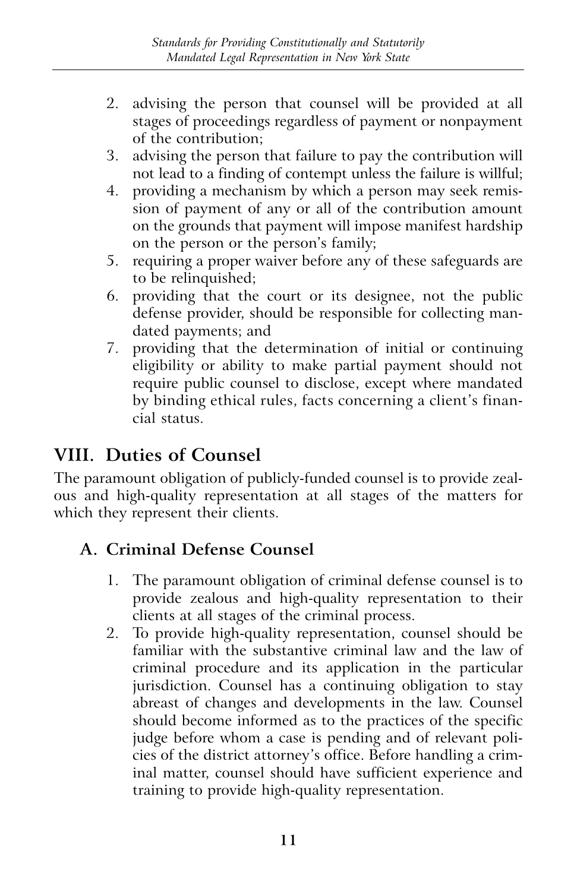2. advising the person that counsel will be provided at all stages of proceedings regardless of payment or nonpayment of the contribution;
3. advising the person that failure to pay the contribution will not lead to a finding of contempt unless the failure is willful;
4. providing a mechanism by which a person may seek remission of payment of any or all of the contribution amount on the grounds that payment will impose manifest hardship on the person or the person's family;
5. requiring a proper waiver before any of these safeguards are to be relinquished;
6. providing that the court or its designee, not the public defense provider, should be responsible for collecting mandated payments; and
7. providing that the determination of initial or continuing eligibility or ability to make partial payment should not require public counsel to disclose, except where mandated by binding ethical rules, facts concerning a client's financial status.

## VIII. Duties of Counsel

The paramount obligation of publicly-funded counsel is to provide zealous and high-quality representation at all stages of the matters for which they represent their clients.

### A. Criminal Defense Counsel

1. The paramount obligation of criminal defense counsel is to provide zealous and high-quality representation to their clients at all stages of the criminal process.
2. To provide high-quality representation, counsel should be familiar with the substantive criminal law and the law of criminal procedure and its application in the particular jurisdiction. Counsel has a continuing obligation to stay abreast of changes and developments in the law. Counsel should become informed as to the practices of the specific judge before whom a case is pending and of relevant policies of the district attorney's office. Before handling a criminal matter, counsel should have sufficient experience and training to provide high-quality representation.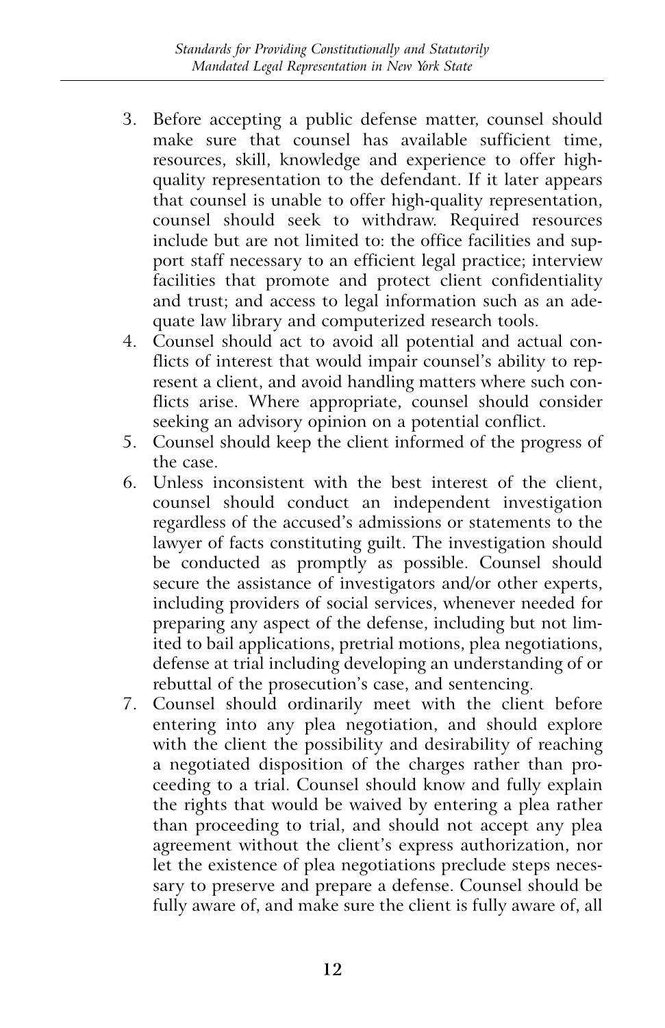3. Before accepting a public defense matter, counsel should make sure that counsel has available sufficient time, resources, skill, knowledge and experience to offer high-quality representation to the defendant. If it later appears that counsel is unable to offer high-quality representation, counsel should seek to withdraw. Required resources include but are not limited to: the office facilities and support staff necessary to an efficient legal practice; interview facilities that promote and protect client confidentiality and trust; and access to legal information such as an adequate law library and computerized research tools.
4. Counsel should act to avoid all potential and actual conflicts of interest that would impair counsel's ability to represent a client, and avoid handling matters where such conflicts arise. Where appropriate, counsel should consider seeking an advisory opinion on a potential conflict.
5. Counsel should keep the client informed of the progress of the case.
6. Unless inconsistent with the best interest of the client, counsel should conduct an independent investigation regardless of the accused's admissions or statements to the lawyer of facts constituting guilt. The investigation should be conducted as promptly as possible. Counsel should secure the assistance of investigators and/or other experts, including providers of social services, whenever needed for preparing any aspect of the defense, including but not limited to bail applications, pretrial motions, plea negotiations, defense at trial including developing an understanding of or rebuttal of the prosecution's case, and sentencing.
7. Counsel should ordinarily meet with the client before entering into any plea negotiation, and should explore with the client the possibility and desirability of reaching a negotiated disposition of the charges rather than proceeding to a trial. Counsel should know and fully explain the rights that would be waived by entering a plea rather than proceeding to trial, and should not accept any plea agreement without the client's express authorization, nor let the existence of plea negotiations preclude steps necessary to preserve and prepare a defense. Counsel should be fully aware of, and make sure the client is fully aware of, all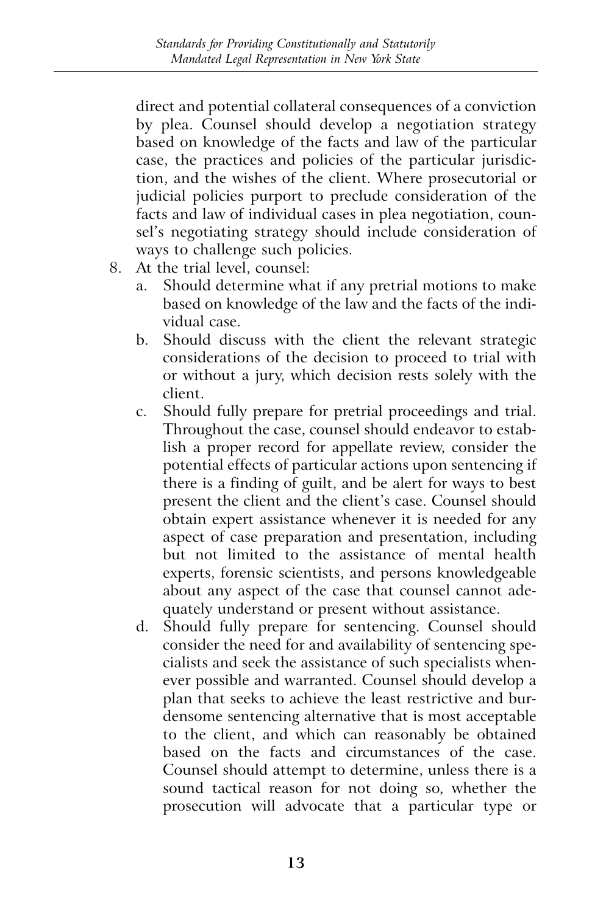direct and potential collateral consequences of a conviction by plea. Counsel should develop a negotiation strategy based on knowledge of the facts and law of the particular case, the practices and policies of the particular jurisdiction, and the wishes of the client. Where prosecutorial or judicial policies purport to preclude consideration of the facts and law of individual cases in plea negotiation, counsel's negotiating strategy should include consideration of ways to challenge such policies.

8. At the trial level, counsel:
   a. Should determine what if any pretrial motions to make based on knowledge of the law and the facts of the individual case.
   b. Should discuss with the client the relevant strategic considerations of the decision to proceed to trial with or without a jury, which decision rests solely with the client.
   c. Should fully prepare for pretrial proceedings and trial. Throughout the case, counsel should endeavor to establish a proper record for appellate review, consider the potential effects of particular actions upon sentencing if there is a finding of guilt, and be alert for ways to best present the client and the client's case. Counsel should obtain expert assistance whenever it is needed for any aspect of case preparation and presentation, including but not limited to the assistance of mental health experts, forensic scientists, and persons knowledgeable about any aspect of the case that counsel cannot adequately understand or present without assistance.
   d. Should fully prepare for sentencing. Counsel should consider the need for and availability of sentencing specialists and seek the assistance of such specialists whenever possible and warranted. Counsel should develop a plan that seeks to achieve the least restrictive and burdensome sentencing alternative that is most acceptable to the client, and which can reasonably be obtained based on the facts and circumstances of the case. Counsel should attempt to determine, unless there is a sound tactical reason for not doing so, whether the prosecution will advocate that a particular type or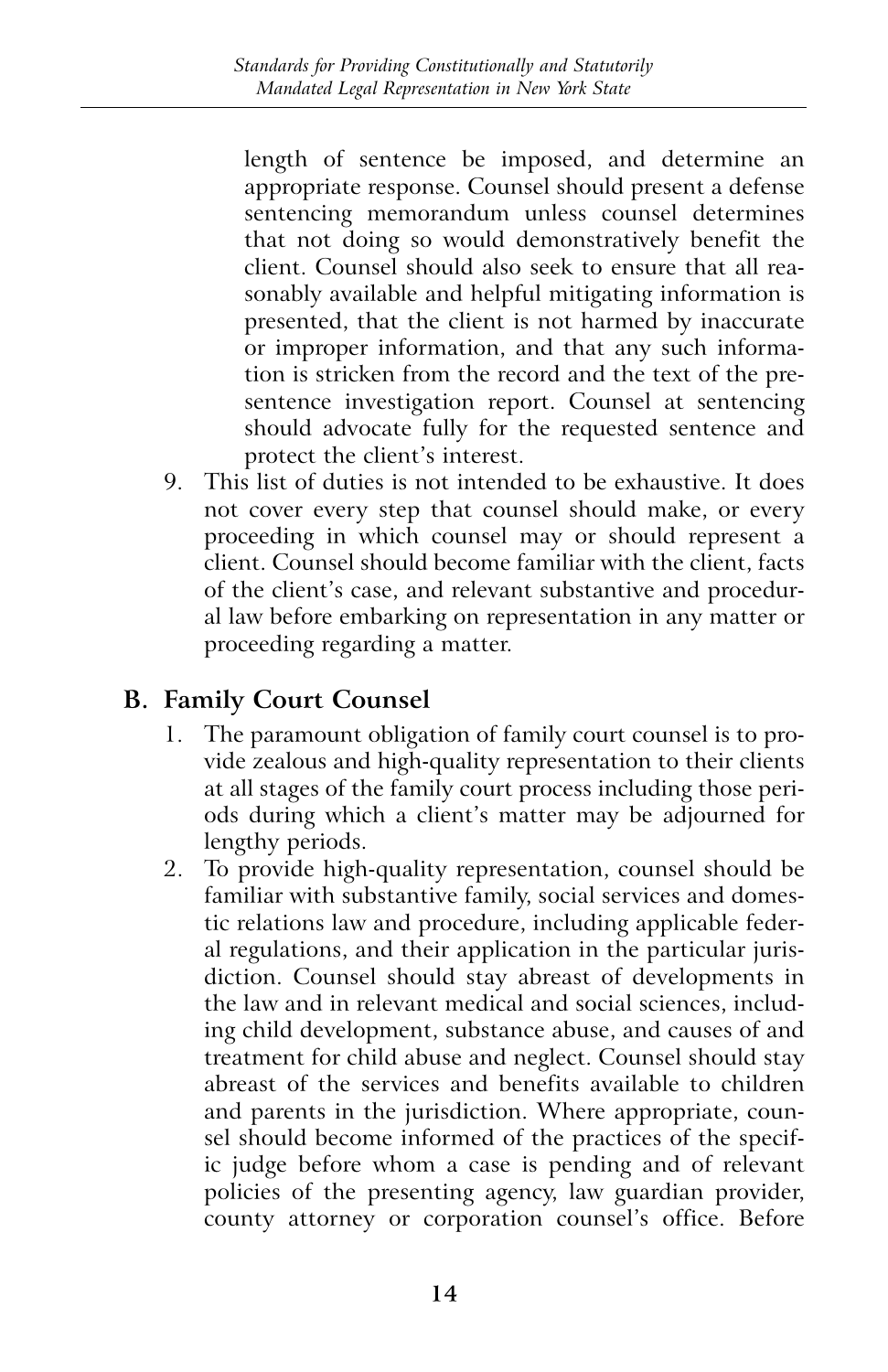length of sentence be imposed, and determine an appropriate response. Counsel should present a defense sentencing memorandum unless counsel determines that not doing so would demonstratively benefit the client. Counsel should also seek to ensure that all reasonably available and helpful mitigating information is presented, that the client is not harmed by inaccurate or improper information, and that any such information is stricken from the record and the text of the presentence investigation report. Counsel at sentencing should advocate fully for the requested sentence and protect the client's interest.

9. This list of duties is not intended to be exhaustive. It does not cover every step that counsel should make, or every proceeding in which counsel may or should represent a client. Counsel should become familiar with the client, facts of the client's case, and relevant substantive and procedural law before embarking on representation in any matter or proceeding regarding a matter.

## B. Family Court Counsel

1. The paramount obligation of family court counsel is to provide zealous and high-quality representation to their clients at all stages of the family court process including those periods during which a client's matter may be adjourned for lengthy periods.
2. To provide high-quality representation, counsel should be familiar with substantive family, social services and domestic relations law and procedure, including applicable federal regulations, and their application in the particular jurisdiction. Counsel should stay abreast of developments in the law and in relevant medical and social sciences, including child development, substance abuse, and causes of and treatment for child abuse and neglect. Counsel should stay abreast of the services and benefits available to children and parents in the jurisdiction. Where appropriate, counsel should become informed of the practices of the specific judge before whom a case is pending and of relevant policies of the presenting agency, law guardian provider, county attorney or corporation counsel's office. Before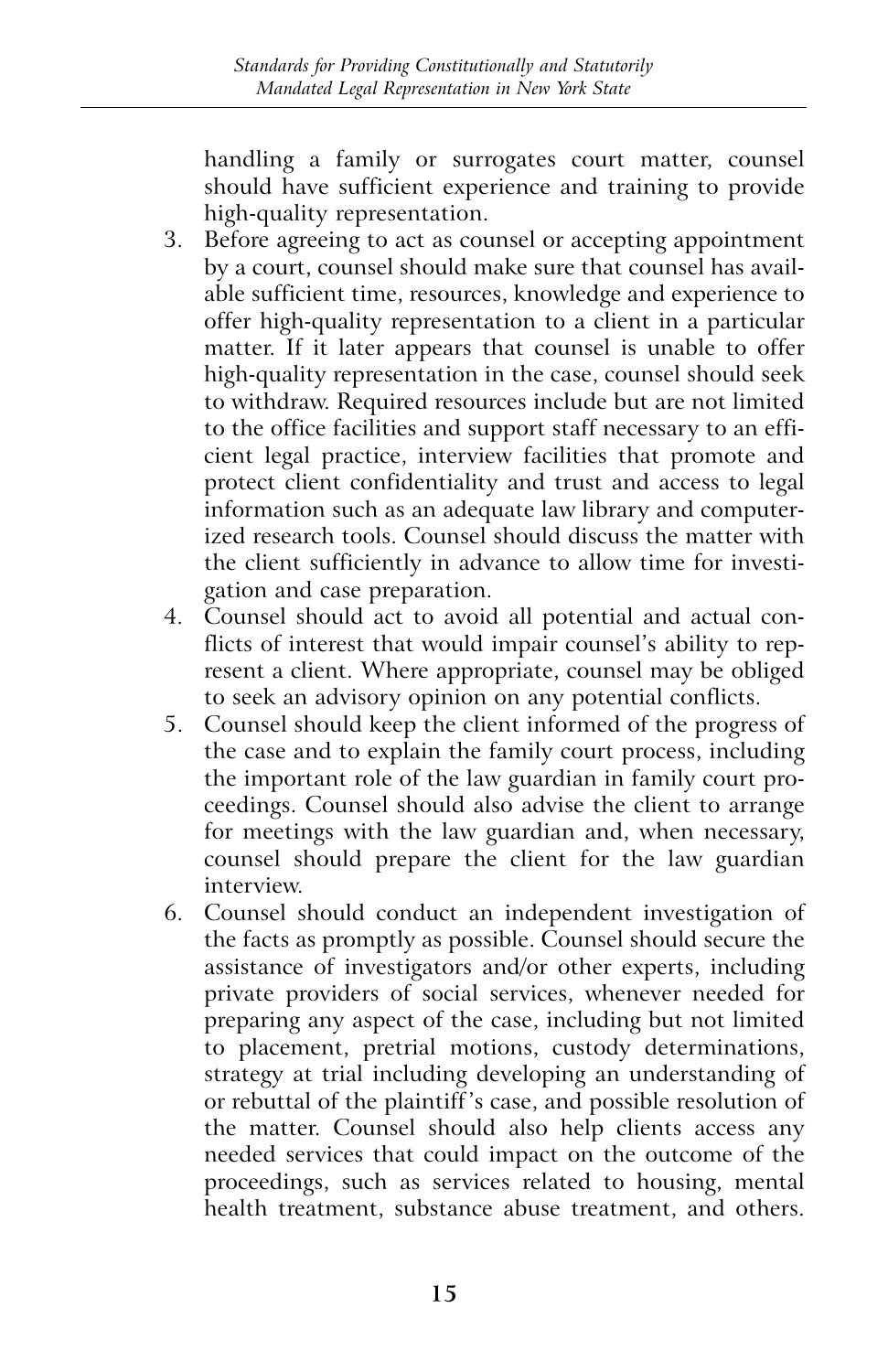handling a family or surrogates court matter, counsel should have sufficient experience and training to provide high-quality representation.

3. Before agreeing to act as counsel or accepting appointment by a court, counsel should make sure that counsel has available sufficient time, resources, knowledge and experience to offer high-quality representation to a client in a particular matter. If it later appears that counsel is unable to offer high-quality representation in the case, counsel should seek to withdraw. Required resources include but are not limited to the office facilities and support staff necessary to an efficient legal practice, interview facilities that promote and protect client confidentiality and trust and access to legal information such as an adequate law library and computerized research tools. Counsel should discuss the matter with the client sufficiently in advance to allow time for investigation and case preparation.
4. Counsel should act to avoid all potential and actual conflicts of interest that would impair counsel's ability to represent a client. Where appropriate, counsel may be obliged to seek an advisory opinion on any potential conflicts.
5. Counsel should keep the client informed of the progress of the case and to explain the family court process, including the important role of the law guardian in family court proceedings. Counsel should also advise the client to arrange for meetings with the law guardian and, when necessary, counsel should prepare the client for the law guardian interview.
6. Counsel should conduct an independent investigation of the facts as promptly as possible. Counsel should secure the assistance of investigators and/or other experts, including private providers of social services, whenever needed for preparing any aspect of the case, including but not limited to placement, pretrial motions, custody determinations, strategy at trial including developing an understanding of or rebuttal of the plaintiff's case, and possible resolution of the matter. Counsel should also help clients access any needed services that could impact on the outcome of the proceedings, such as services related to housing, mental health treatment, substance abuse treatment, and others.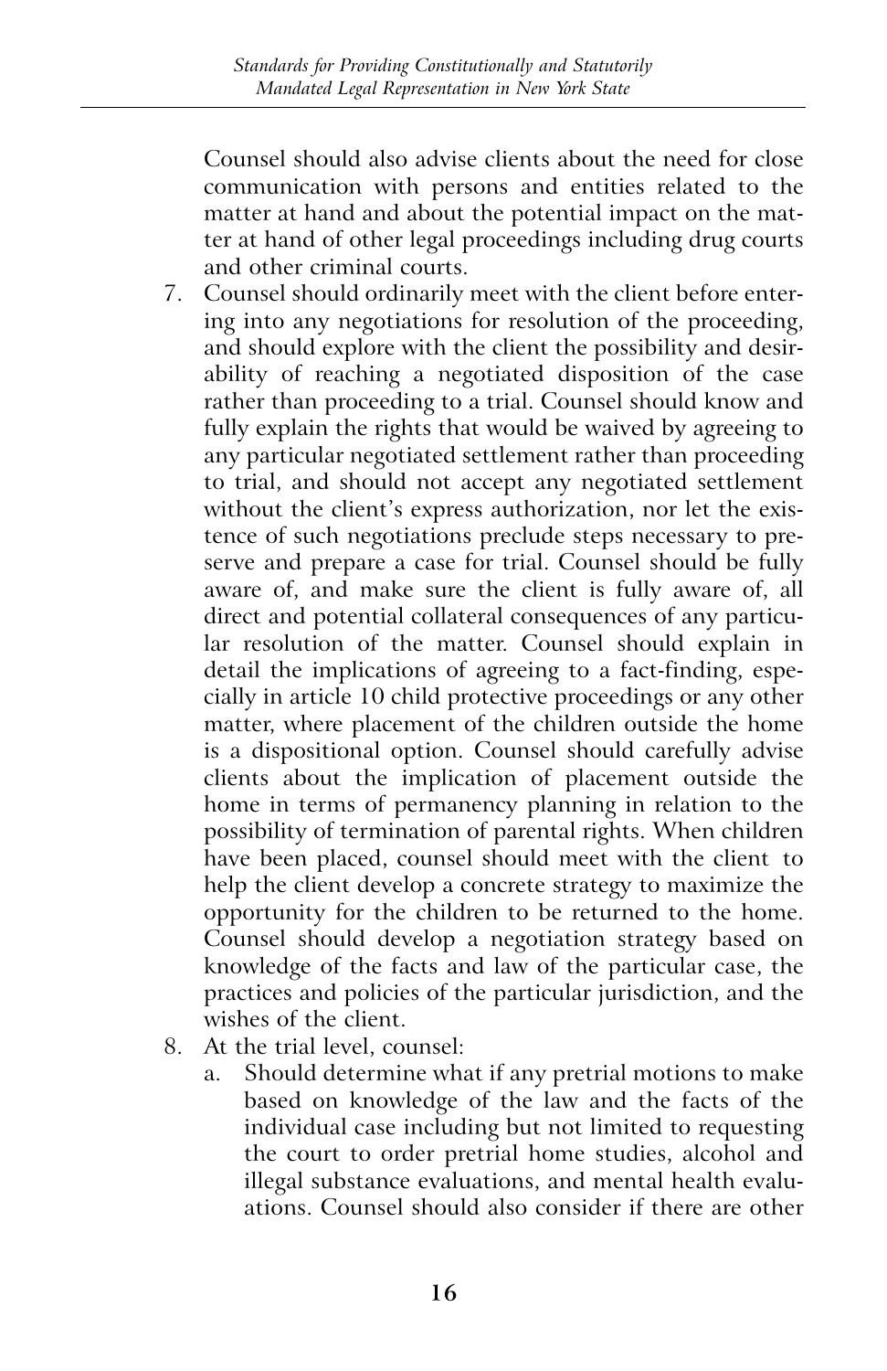Counsel should also advise clients about the need for close communication with persons and entities related to the matter at hand and about the potential impact on the matter at hand of other legal proceedings including drug courts and other criminal courts.

7. Counsel should ordinarily meet with the client before entering into any negotiations for resolution of the proceeding, and should explore with the client the possibility and desirability of reaching a negotiated disposition of the case rather than proceeding to a trial. Counsel should know and fully explain the rights that would be waived by agreeing to any particular negotiated settlement rather than proceeding to trial, and should not accept any negotiated settlement without the client's express authorization, nor let the existence of such negotiations preclude steps necessary to preserve and prepare a case for trial. Counsel should be fully aware of, and make sure the client is fully aware of, all direct and potential collateral consequences of any particular resolution of the matter. Counsel should explain in detail the implications of agreeing to a fact-finding, especially in article 10 child protective proceedings or any other matter, where placement of the children outside the home is a dispositional option. Counsel should carefully advise clients about the implication of placement outside the home in terms of permanency planning in relation to the possibility of termination of parental rights. When children have been placed, counsel should meet with the client to help the client develop a concrete strategy to maximize the opportunity for the children to be returned to the home. Counsel should develop a negotiation strategy based on knowledge of the facts and law of the particular case, the practices and policies of the particular jurisdiction, and the wishes of the client.
8. At the trial level, counsel:
   a. Should determine what if any pretrial motions to make based on knowledge of the law and the facts of the individual case including but not limited to requesting the court to order pretrial home studies, alcohol and illegal substance evaluations, and mental health evaluations. Counsel should also consider if there are other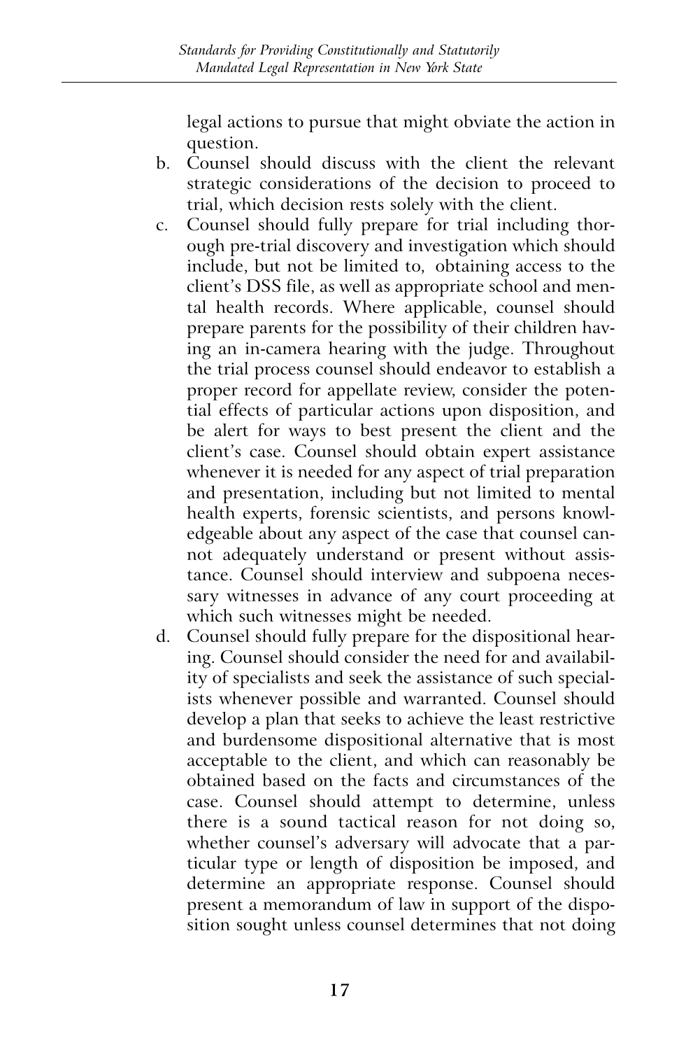legal actions to pursue that might obviate the action in question.

b. Counsel should discuss with the client the relevant strategic considerations of the decision to proceed to trial, which decision rests solely with the client.

c. Counsel should fully prepare for trial including thorough pre-trial discovery and investigation which should include, but not be limited to, obtaining access to the client's DSS file, as well as appropriate school and mental health records. Where applicable, counsel should prepare parents for the possibility of their children having an in-camera hearing with the judge. Throughout the trial process counsel should endeavor to establish a proper record for appellate review, consider the potential effects of particular actions upon disposition, and be alert for ways to best present the client and the client's case. Counsel should obtain expert assistance whenever it is needed for any aspect of trial preparation and presentation, including but not limited to mental health experts, forensic scientists, and persons knowledgeable about any aspect of the case that counsel cannot adequately understand or present without assistance. Counsel should interview and subpoena necessary witnesses in advance of any court proceeding at which such witnesses might be needed.

d. Counsel should fully prepare for the dispositional hearing. Counsel should consider the need for and availability of specialists and seek the assistance of such specialists whenever possible and warranted. Counsel should develop a plan that seeks to achieve the least restrictive and burdensome dispositional alternative that is most acceptable to the client, and which can reasonably be obtained based on the facts and circumstances of the case. Counsel should attempt to determine, unless there is a sound tactical reason for not doing so, whether counsel's adversary will advocate that a particular type or length of disposition be imposed, and determine an appropriate response. Counsel should present a memorandum of law in support of the disposition sought unless counsel determines that not doing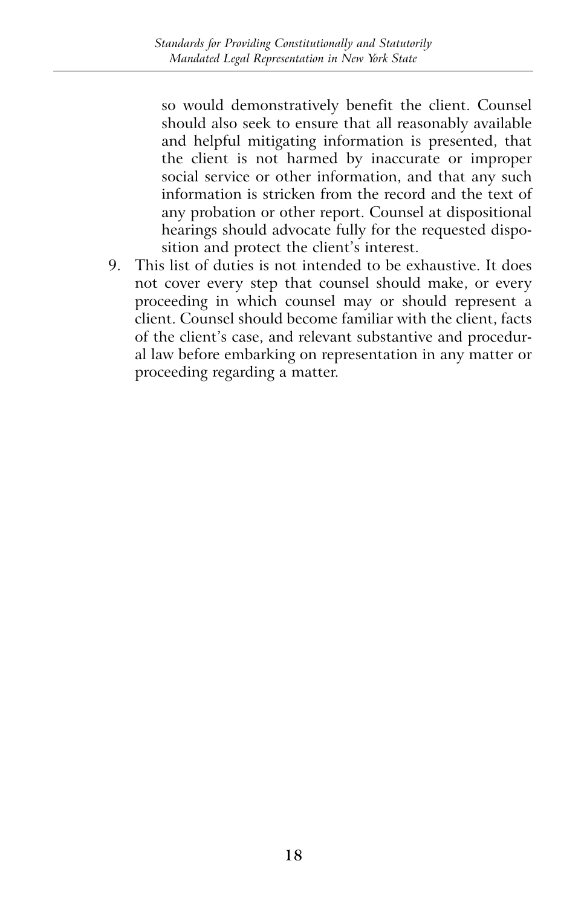so would demonstratively benefit the client. Counsel should also seek to ensure that all reasonably available and helpful mitigating information is presented, that the client is not harmed by inaccurate or improper social service or other information, and that any such information is stricken from the record and the text of any probation or other report. Counsel at dispositional hearings should advocate fully for the requested disposition and protect the client's interest.

9. This list of duties is not intended to be exhaustive. It does not cover every step that counsel should make, or every proceeding in which counsel may or should represent a client. Counsel should become familiar with the client, facts of the client's case, and relevant substantive and procedural law before embarking on representation in any matter or proceeding regarding a matter.